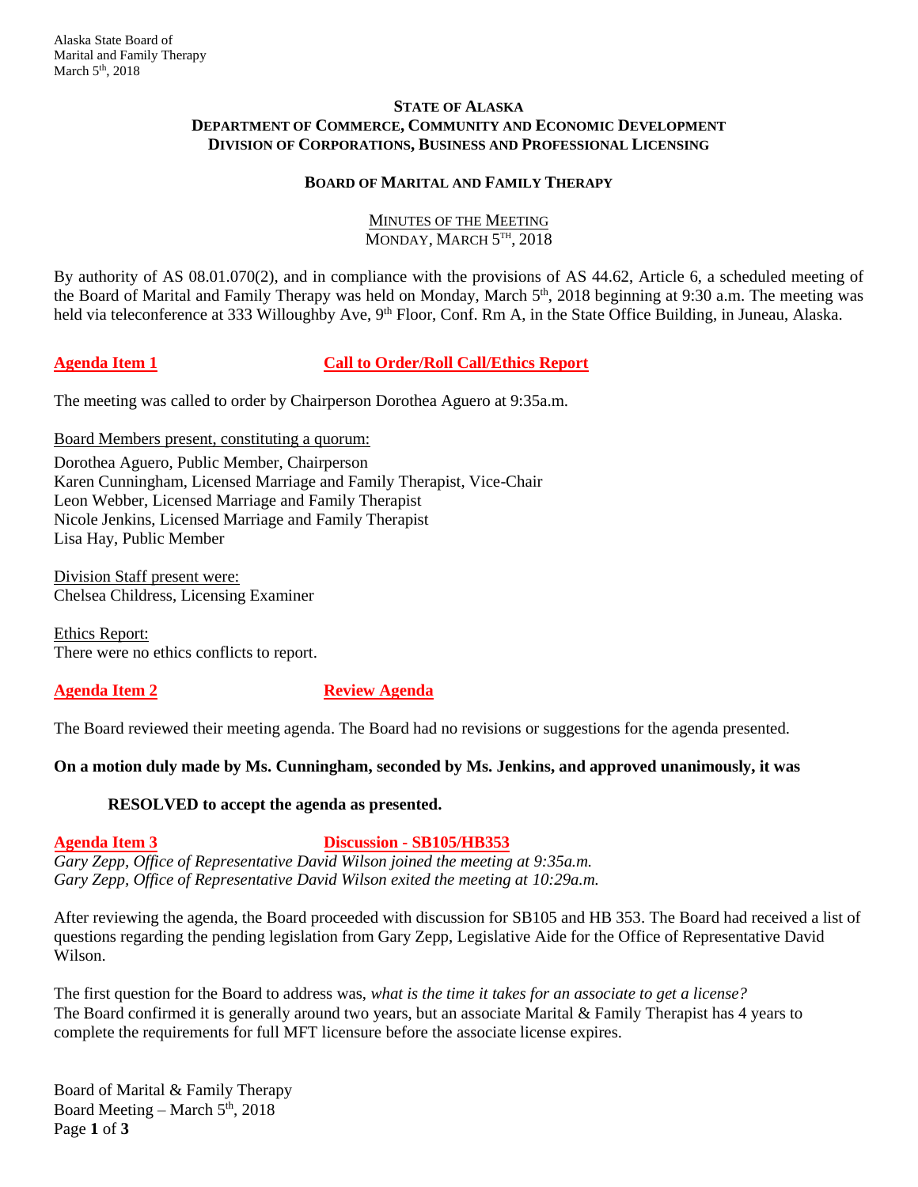**STATE OF ALASKA**
**DEPARTMENT OF COMMERCE, COMMUNITY AND ECONOMIC DEVELOPMENT**
**DIVISION OF CORPORATIONS, BUSINESS AND PROFESSIONAL LICENSING**

**BOARD OF MARITAL AND FAMILY THERAPY**

MINUTES OF THE MEETING
MONDAY, MARCH 5TH, 2018

By authority of AS 08.01.070(2), and in compliance with the provisions of AS 44.62, Article 6, a scheduled meeting of the Board of Marital and Family Therapy was held on Monday, March 5th, 2018 beginning at 9:30 a.m. The meeting was held via teleconference at 333 Willoughby Ave, 9th Floor, Conf. Rm A, in the State Office Building, in Juneau, Alaska.

## Agenda Item 1 — Call to Order/Roll Call/Ethics Report

The meeting was called to order by Chairperson Dorothea Aguero at 9:35a.m.

Board Members present, constituting a quorum:

Dorothea Aguero, Public Member, Chairperson
Karen Cunningham, Licensed Marriage and Family Therapist, Vice-Chair
Leon Webber, Licensed Marriage and Family Therapist
Nicole Jenkins, Licensed Marriage and Family Therapist
Lisa Hay, Public Member

Division Staff present were:
Chelsea Childress, Licensing Examiner

Ethics Report:
There were no ethics conflicts to report.

## Agenda Item 2 — Review Agenda

The Board reviewed their meeting agenda. The Board had no revisions or suggestions for the agenda presented.

**On a motion duly made by Ms. Cunningham, seconded by Ms. Jenkins, and approved unanimously, it was**

> **RESOLVED to accept the agenda as presented.**

## Agenda Item 3 — Discussion - SB105/HB353

*Gary Zepp, Office of Representative David Wilson joined the meeting at 9:35a.m.*
*Gary Zepp, Office of Representative David Wilson exited the meeting at 10:29a.m.*

After reviewing the agenda, the Board proceeded with discussion for SB105 and HB 353. The Board had received a list of questions regarding the pending legislation from Gary Zepp, Legislative Aide for the Office of Representative David Wilson.

The first question for the Board to address was, *what is the time it takes for an associate to get a license?* The Board confirmed it is generally around two years, but an associate Marital & Family Therapist has 4 years to complete the requirements for full MFT licensure before the associate license expires.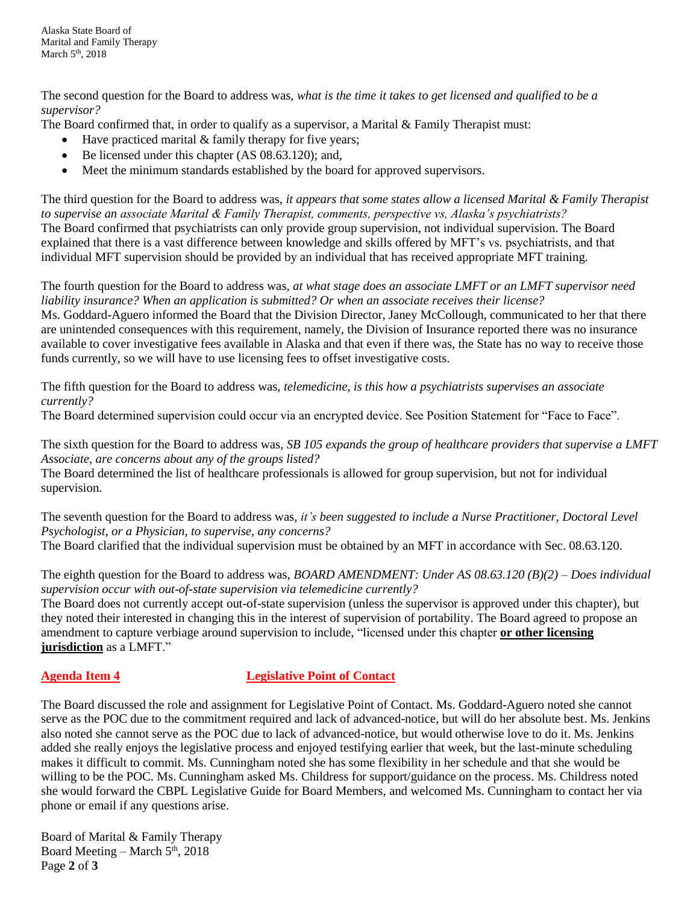The second question for the Board to address was, *what is the time it takes to get licensed and qualified to be a supervisor?*

The Board confirmed that, in order to qualify as a supervisor, a Marital & Family Therapist must:

- Have practiced marital & family therapy for five years;
- Be licensed under this chapter (AS 08.63.120); and,
- Meet the minimum standards established by the board for approved supervisors.

The third question for the Board to address was, *it appears that some states allow a licensed Marital & Family Therapist to supervise an associate Marital & Family Therapist, comments, perspective vs, Alaska's psychiatrists?*
The Board confirmed that psychiatrists can only provide group supervision, not individual supervision. The Board explained that there is a vast difference between knowledge and skills offered by MFT's vs. psychiatrists, and that individual MFT supervision should be provided by an individual that has received appropriate MFT training.

The fourth question for the Board to address was, *at what stage does an associate LMFT or an LMFT supervisor need liability insurance? When an application is submitted? Or when an associate receives their license?*
Ms. Goddard-Aguero informed the Board that the Division Director, Janey McCollough, communicated to her that there are unintended consequences with this requirement, namely, the Division of Insurance reported there was no insurance available to cover investigative fees available in Alaska and that even if there was, the State has no way to receive those funds currently, so we will have to use licensing fees to offset investigative costs.

The fifth question for the Board to address was, *telemedicine, is this how a psychiatrists supervises an associate currently?*
The Board determined supervision could occur via an encrypted device. See Position Statement for "Face to Face".

The sixth question for the Board to address was, *SB 105 expands the group of healthcare providers that supervise a LMFT Associate, are concerns about any of the groups listed?*
The Board determined the list of healthcare professionals is allowed for group supervision, but not for individual supervision.

The seventh question for the Board to address was, *it's been suggested to include a Nurse Practitioner, Doctoral Level Psychologist, or a Physician, to supervise, any concerns?*
The Board clarified that the individual supervision must be obtained by an MFT in accordance with Sec. 08.63.120.

The eighth question for the Board to address was, *BOARD AMENDMENT: Under AS 08.63.120 (B)(2) – Does individual supervision occur with out-of-state supervision via telemedicine currently?*
The Board does not currently accept out-of-state supervision (unless the supervisor is approved under this chapter), but they noted their interested in changing this in the interest of supervision of portability. The Board agreed to propose an amendment to capture verbiage around supervision to include, "licensed under this chapter **or other licensing jurisdiction** as a LMFT."

## Agenda Item 4 — Legislative Point of Contact

The Board discussed the role and assignment for Legislative Point of Contact. Ms. Goddard-Aguero noted she cannot serve as the POC due to the commitment required and lack of advanced-notice, but will do her absolute best. Ms. Jenkins also noted she cannot serve as the POC due to lack of advanced-notice, but would otherwise love to do it. Ms. Jenkins added she really enjoys the legislative process and enjoyed testifying earlier that week, but the last-minute scheduling makes it difficult to commit. Ms. Cunningham noted she has some flexibility in her schedule and that she would be willing to be the POC. Ms. Cunningham asked Ms. Childress for support/guidance on the process. Ms. Childress noted she would forward the CBPL Legislative Guide for Board Members, and welcomed Ms. Cunningham to contact her via phone or email if any questions arise.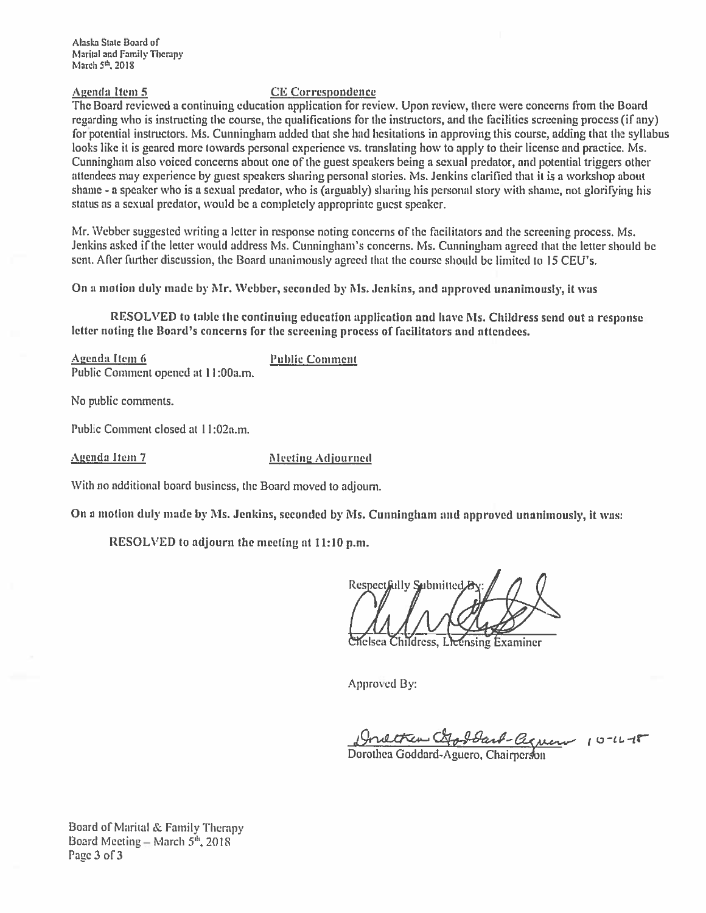**Agenda Item 5** **CE Correspondence**

The Board reviewed a continuing education application for review. Upon review, there were concerns from the Board regarding who is instructing the course, the qualifications for the instructors, and the facilities screening process (if any) for potential instructors. Ms. Cunningham added that she had hesitations in approving this course, adding that the syllabus looks like it is geared more towards personal experience vs. translating how to apply to their license and practice. Ms. Cunningham also voiced concerns about one of the guest speakers being a sexual predator, and potential triggers other attendees may experience by guest speakers sharing personal stories. Ms. Jenkins clarified that it is a workshop about shame - a speaker who is a sexual predator, who is (arguably) sharing his personal story with shame, not glorifying his status as a sexual predator, would be a completely appropriate guest speaker.

Mr. Webber suggested writing a letter in response noting concerns of the facilitators and the screening process. Ms. Jenkins asked if the letter would address Ms. Cunningham's concerns. Ms. Cunningham agreed that the letter should be sent. After further discussion, the Board unanimously agreed that the course should be limited to 15 CEU's.

**On a motion duly made by Mr. Webber, seconded by Ms. Jenkins, and approved unanimously, it was**

**RESOLVED to table the continuing education application and have Ms. Childress send out a response letter noting the Board's concerns for the screening process of facilitators and attendees.**

**Agenda Item 6** **Public Comment**

Public Comment opened at 11:00a.m.

No public comments.

Public Comment closed at 11:02a.m.

**Agenda Item 7** **Meeting Adjourned**

With no additional board business, the Board moved to adjourn.

**On a motion duly made by Ms. Jenkins, seconded by Ms. Cunningham and approved unanimously, it was:**

**RESOLVED to adjourn the meeting at 11:10 p.m.**

Respectfully Submitted By:

Chelsea Childress, Licensing Examiner

Approved By:

Dorothea Goddard-Aguero 10-16-18

Dorothea Goddard-Aguero, Chairperson